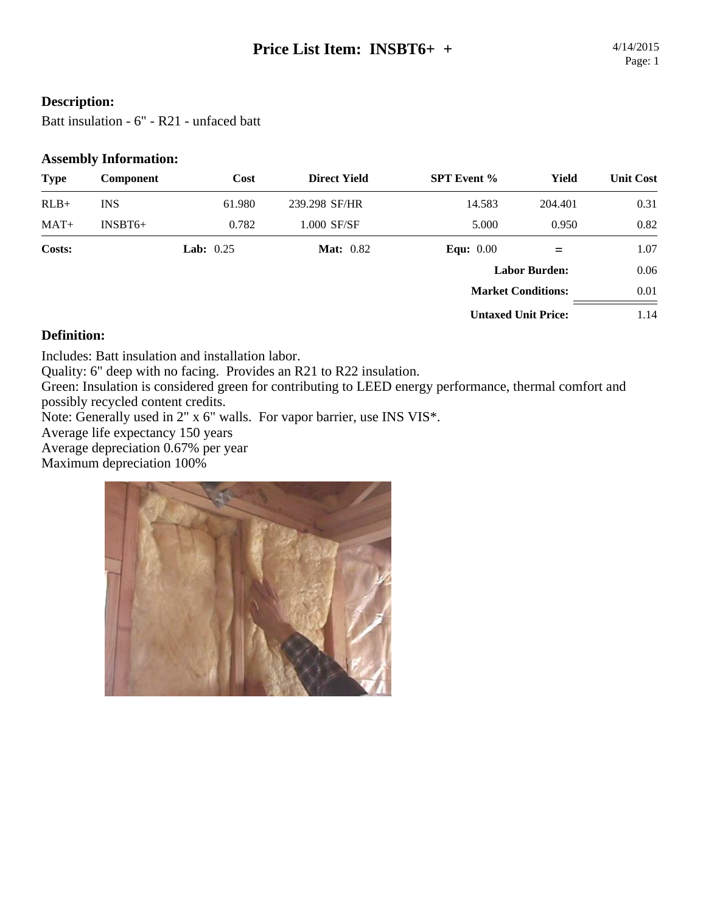# Price List Item: INSBT6+ +

4/14/2015

**Description:**

Batt insulation - 6" - R21 - unfaced batt

**Assembly Information:**

| Type | Component | Cost | Direct Yield | SPT Event % | Yield | Unit Cost |
|---|---|---|---|---|---|---|
| RLB+ | INS | 61.980 | 239.298 SF/HR | 14.583 | 204.401 | 0.31 |
| MAT+ | INSBT6+ | 0.782 | 1.000 SF/SF | 5.000 | 0.950 | 0.82 |
| **Costs:** | | **Lab:** 0.25 | **Mat:** 0.82 | **Equ:** 0.00 | = | 1.07 |
| | | | | | **Labor Burden:** | 0.06 |
| | | | | | **Market Conditions:** | 0.01 |
| | | | | | **Untaxed Unit Price:** | 1.14 |

**Definition:**

Includes: Batt insulation and installation labor.
Quality: 6" deep with no facing. Provides an R21 to R22 insulation.
Green: Insulation is considered green for contributing to LEED energy performance, thermal comfort and possibly recycled content credits.
Note: Generally used in 2" x 6" walls. For vapor barrier, use INS VIS*.
Average life expectancy 150 years
Average depreciation 0.67% per year
Maximum depreciation 100%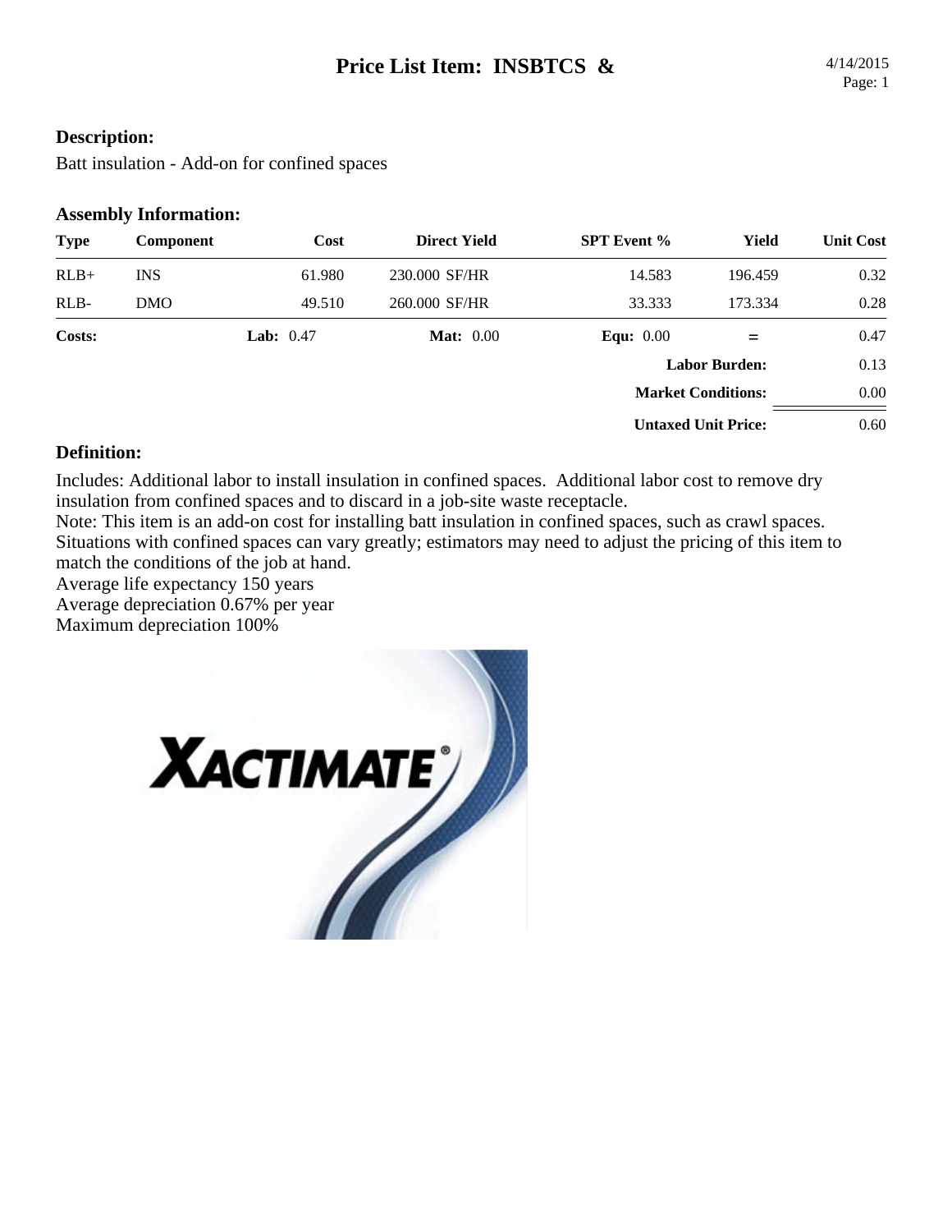# Price List Item: INSBTCS &

4/14/2015

**Description:**

Batt insulation - Add-on for confined spaces

**Assembly Information:**

| Type | Component | Cost | Direct Yield | SPT Event % | Yield | Unit Cost |
|---|---|---|---|---|---|---|
| RLB+ | INS | 61.980 | 230.000 SF/HR | 14.583 | 196.459 | 0.32 |
| RLB- | DMO | 49.510 | 260.000 SF/HR | 33.333 | 173.334 | 0.28 |
| **Costs:** | | **Lab:** 0.47 | **Mat:** 0.00 | **Equ:** 0.00 | **=** | 0.47 |
| | | | | | **Labor Burden:** | 0.13 |
| | | | | | **Market Conditions:** | 0.00 |
| | | | | | **Untaxed Unit Price:** | 0.60 |

**Definition:**

Includes: Additional labor to install insulation in confined spaces. Additional labor cost to remove dry insulation from confined spaces and to discard in a job-site waste receptacle.
Note: This item is an add-on cost for installing batt insulation in confined spaces, such as crawl spaces. Situations with confined spaces can vary greatly; estimators may need to adjust the pricing of this item to match the conditions of the job at hand.
Average life expectancy 150 years
Average depreciation 0.67% per year
Maximum depreciation 100%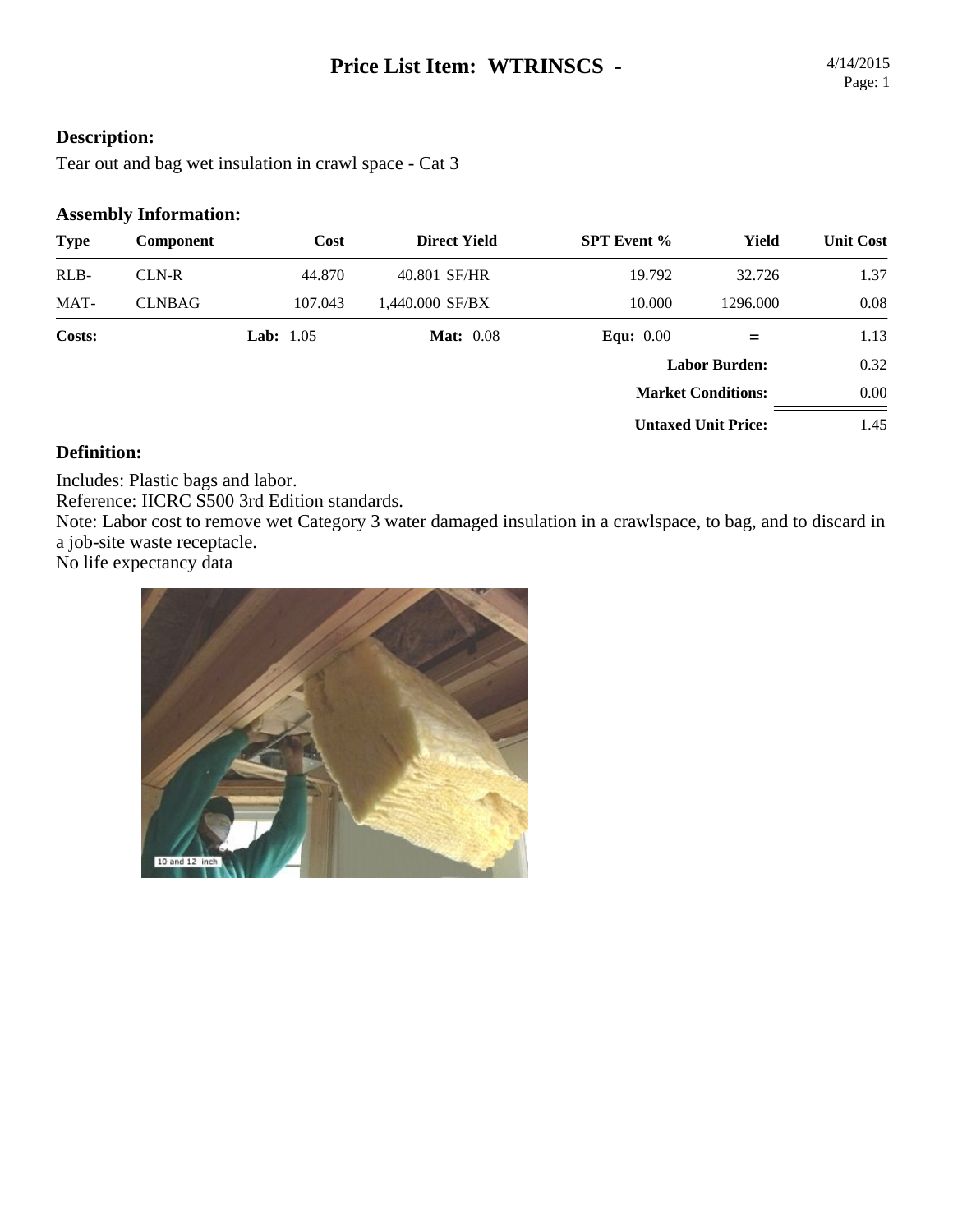# Price List Item: WTRINSCS -

4/14/2015

**Description:**

Tear out and bag wet insulation in crawl space - Cat 3

**Assembly Information:**

| Type | Component | Cost | Direct Yield | SPT Event % | Yield | Unit Cost |
|---|---|---|---|---|---|---|
| RLB- | CLN-R | 44.870 | 40.801 SF/HR | 19.792 | 32.726 | 1.37 |
| MAT- | CLNBAG | 107.043 | 1,440.000 SF/BX | 10.000 | 1296.000 | 0.08 |
| **Costs:** | | **Lab:** 1.05 | **Mat:** 0.08 | **Equ:** 0.00 | **=** | 1.13 |
| | | | | | **Labor Burden:** | 0.32 |
| | | | | | **Market Conditions:** | 0.00 |
| | | | | | **Untaxed Unit Price:** | 1.45 |

**Definition:**

Includes: Plastic bags and labor.
Reference: IICRC S500 3rd Edition standards.
Note: Labor cost to remove wet Category 3 water damaged insulation in a crawlspace, to bag, and to discard in a job-site waste receptacle.
No life expectancy data